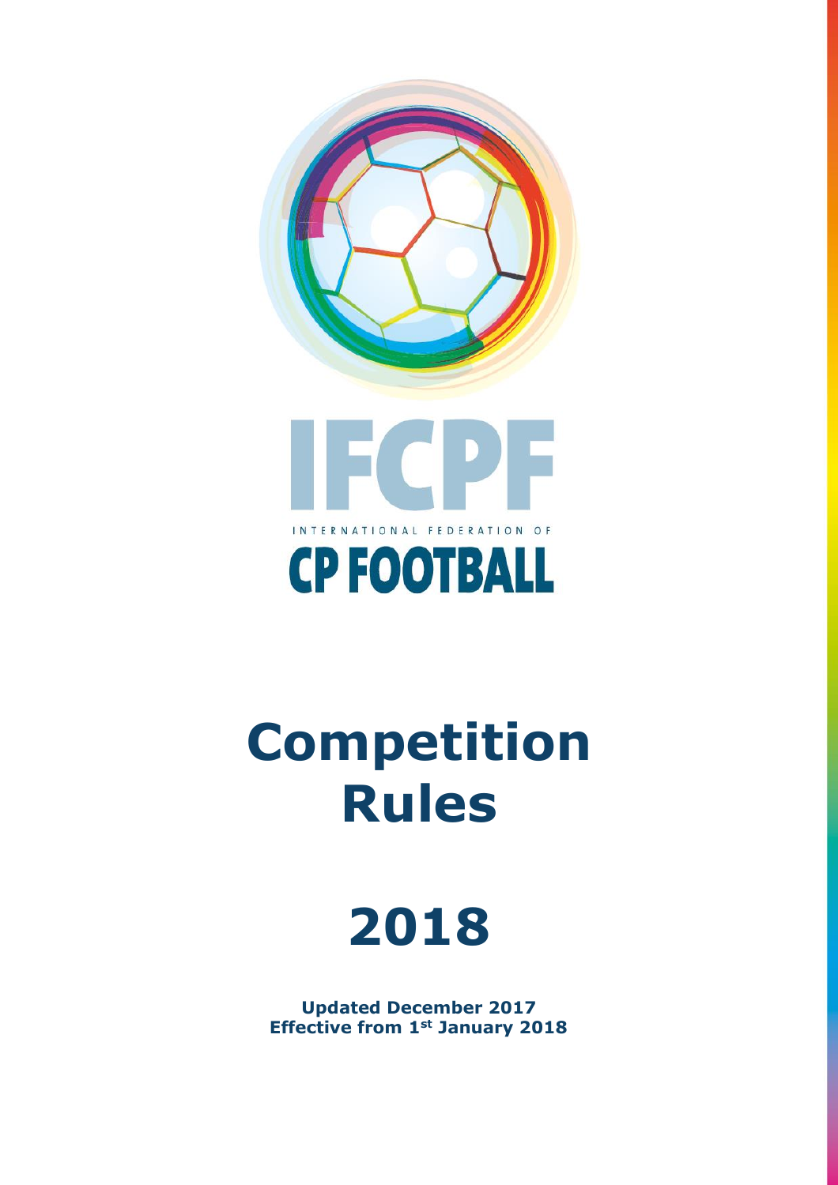IFCPF

INTERNATIONAL FEDERATION OF

CP FOOTBALL

# Competition Rules

# 2018

**Updated December 2017**
**Effective from 1st January 2018**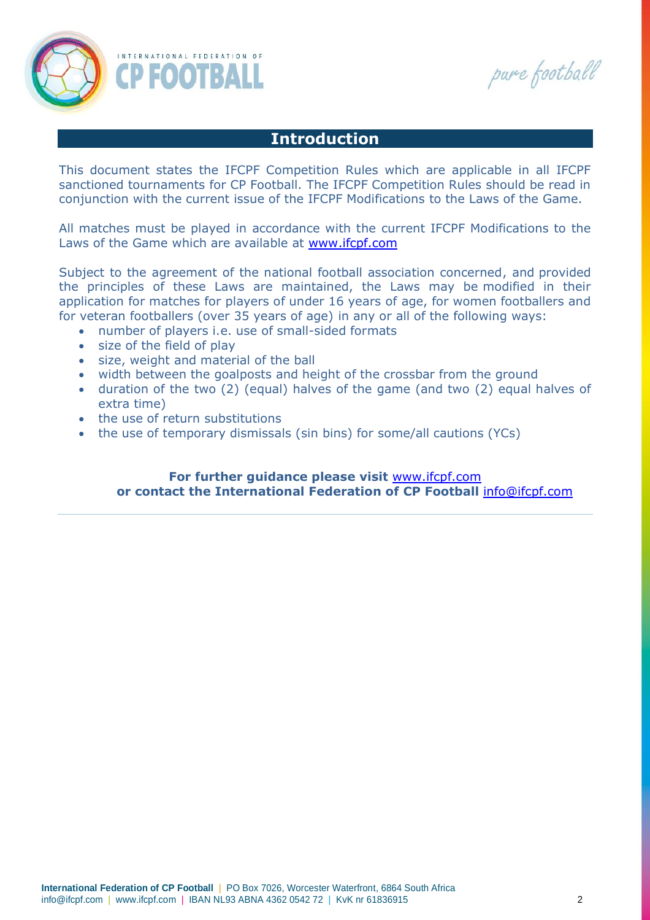## Introduction

This document states the IFCPF Competition Rules which are applicable in all IFCPF sanctioned tournaments for CP Football. The IFCPF Competition Rules should be read in conjunction with the current issue of the IFCPF Modifications to the Laws of the Game.

All matches must be played in accordance with the current IFCPF Modifications to the Laws of the Game which are available at [www.ifcpf.com](http://www.ifcpf.com)

Subject to the agreement of the national football association concerned, and provided the principles of these Laws are maintained, the Laws may be modified in their application for matches for players of under 16 years of age, for women footballers and for veteran footballers (over 35 years of age) in any or all of the following ways:

- number of players i.e. use of small-sided formats
- size of the field of play
- size, weight and material of the ball
- width between the goalposts and height of the crossbar from the ground
- duration of the two (2) (equal) halves of the game (and two (2) equal halves of extra time)
- the use of return substitutions
- the use of temporary dismissals (sin bins) for some/all cautions (YCs)

**For further guidance please visit** [www.ifcpf.com](http://www.ifcpf.com)
**or contact the International Federation of CP Football** [info@ifcpf.com](mailto:info@ifcpf.com)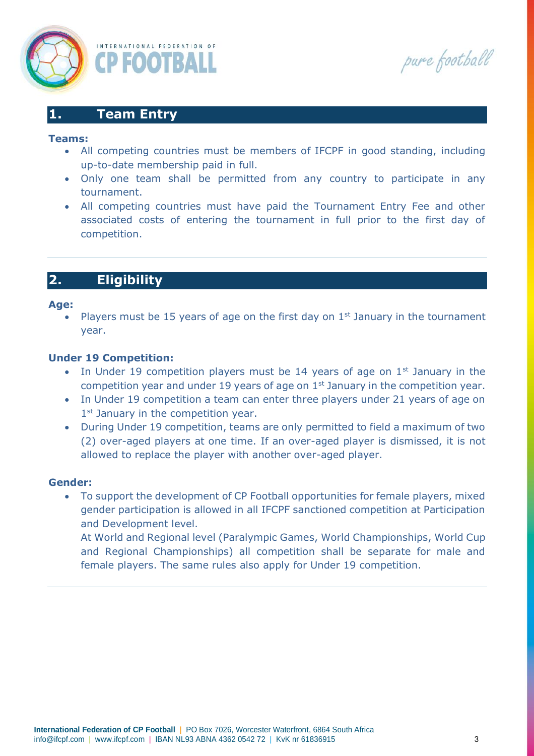## 1. Team Entry

**Teams:**

- All competing countries must be members of IFCPF in good standing, including up-to-date membership paid in full.
- Only one team shall be permitted from any country to participate in any tournament.
- All competing countries must have paid the Tournament Entry Fee and other associated costs of entering the tournament in full prior to the first day of competition.

## 2. Eligibility

**Age:**

- Players must be 15 years of age on the first day on 1st January in the tournament year.

**Under 19 Competition:**

- In Under 19 competition players must be 14 years of age on 1st January in the competition year and under 19 years of age on 1st January in the competition year.
- In Under 19 competition a team can enter three players under 21 years of age on 1st January in the competition year.
- During Under 19 competition, teams are only permitted to field a maximum of two (2) over-aged players at one time. If an over-aged player is dismissed, it is not allowed to replace the player with another over-aged player.

**Gender:**

- To support the development of CP Football opportunities for female players, mixed gender participation is allowed in all IFCPF sanctioned competition at Participation and Development level.
  At World and Regional level (Paralympic Games, World Championships, World Cup and Regional Championships) all competition shall be separate for male and female players. The same rules also apply for Under 19 competition.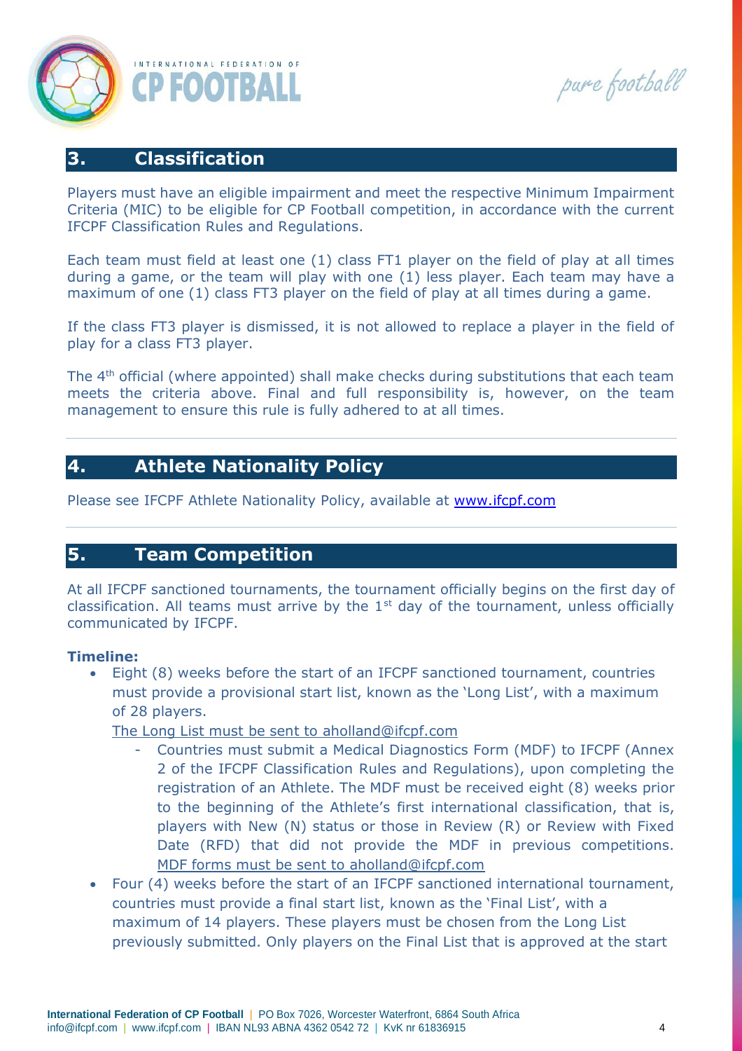## 3. Classification

Players must have an eligible impairment and meet the respective Minimum Impairment Criteria (MIC) to be eligible for CP Football competition, in accordance with the current IFCPF Classification Rules and Regulations.

Each team must field at least one (1) class FT1 player on the field of play at all times during a game, or the team will play with one (1) less player. Each team may have a maximum of one (1) class FT3 player on the field of play at all times during a game.

If the class FT3 player is dismissed, it is not allowed to replace a player in the field of play for a class FT3 player.

The 4th official (where appointed) shall make checks during substitutions that each team meets the criteria above. Final and full responsibility is, however, on the team management to ensure this rule is fully adhered to at all times.

## 4. Athlete Nationality Policy

Please see IFCPF Athlete Nationality Policy, available at www.ifcpf.com

## 5. Team Competition

At all IFCPF sanctioned tournaments, the tournament officially begins on the first day of classification. All teams must arrive by the 1st day of the tournament, unless officially communicated by IFCPF.

**Timeline:**

- Eight (8) weeks before the start of an IFCPF sanctioned tournament, countries must provide a provisional start list, known as the 'Long List', with a maximum of 28 players.

  The Long List must be sent to aholland@ifcpf.com

  - Countries must submit a Medical Diagnostics Form (MDF) to IFCPF (Annex 2 of the IFCPF Classification Rules and Regulations), upon completing the registration of an Athlete. The MDF must be received eight (8) weeks prior to the beginning of the Athlete's first international classification, that is, players with New (N) status or those in Review (R) or Review with Fixed Date (RFD) that did not provide the MDF in previous competitions. MDF forms must be sent to aholland@ifcpf.com

- Four (4) weeks before the start of an IFCPF sanctioned international tournament, countries must provide a final start list, known as the 'Final List', with a maximum of 14 players. These players must be chosen from the Long List previously submitted. Only players on the Final List that is approved at the start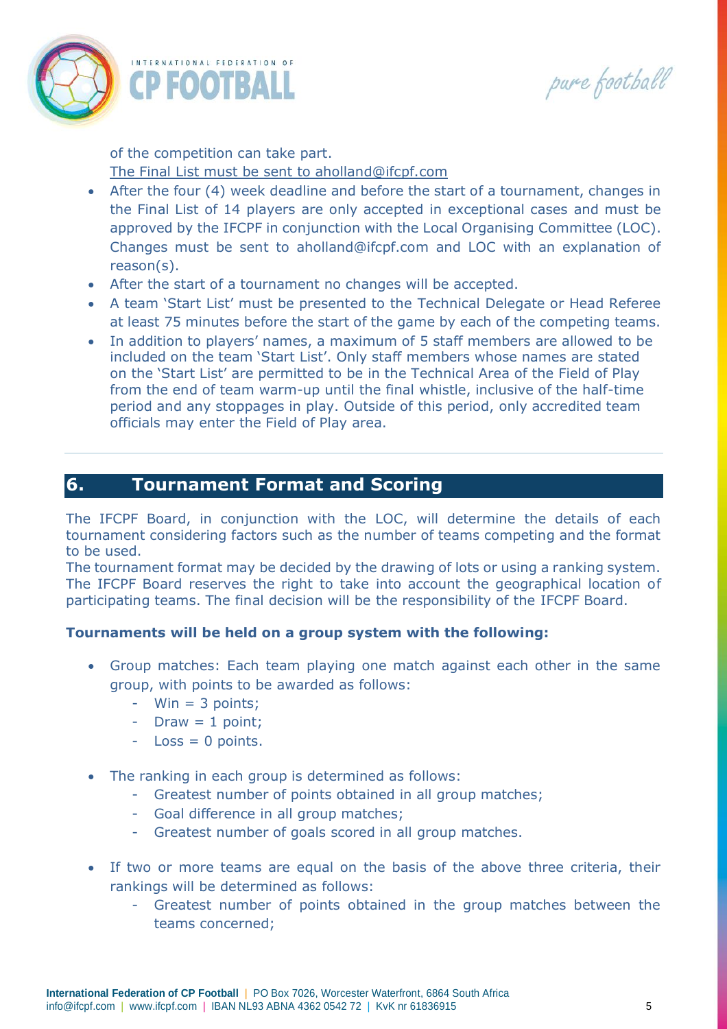of the competition can take part.
The Final List must be sent to aholland@ifcpf.com

- After the four (4) week deadline and before the start of a tournament, changes in the Final List of 14 players are only accepted in exceptional cases and must be approved by the IFCPF in conjunction with the Local Organising Committee (LOC). Changes must be sent to aholland@ifcpf.com and LOC with an explanation of reason(s).
- After the start of a tournament no changes will be accepted.
- A team 'Start List' must be presented to the Technical Delegate or Head Referee at least 75 minutes before the start of the game by each of the competing teams.
- In addition to players' names, a maximum of 5 staff members are allowed to be included on the team 'Start List'. Only staff members whose names are stated on the 'Start List' are permitted to be in the Technical Area of the Field of Play from the end of team warm-up until the final whistle, inclusive of the half-time period and any stoppages in play. Outside of this period, only accredited team officials may enter the Field of Play area.

## 6. Tournament Format and Scoring

The IFCPF Board, in conjunction with the LOC, will determine the details of each tournament considering factors such as the number of teams competing and the format to be used.
The tournament format may be decided by the drawing of lots or using a ranking system. The IFCPF Board reserves the right to take into account the geographical location of participating teams. The final decision will be the responsibility of the IFCPF Board.

**Tournaments will be held on a group system with the following:**

- Group matches: Each team playing one match against each other in the same group, with points to be awarded as follows:
  - Win = 3 points;
  - Draw = 1 point;
  - Loss = 0 points.
- The ranking in each group is determined as follows:
  - Greatest number of points obtained in all group matches;
  - Goal difference in all group matches;
  - Greatest number of goals scored in all group matches.
- If two or more teams are equal on the basis of the above three criteria, their rankings will be determined as follows:
  - Greatest number of points obtained in the group matches between the teams concerned;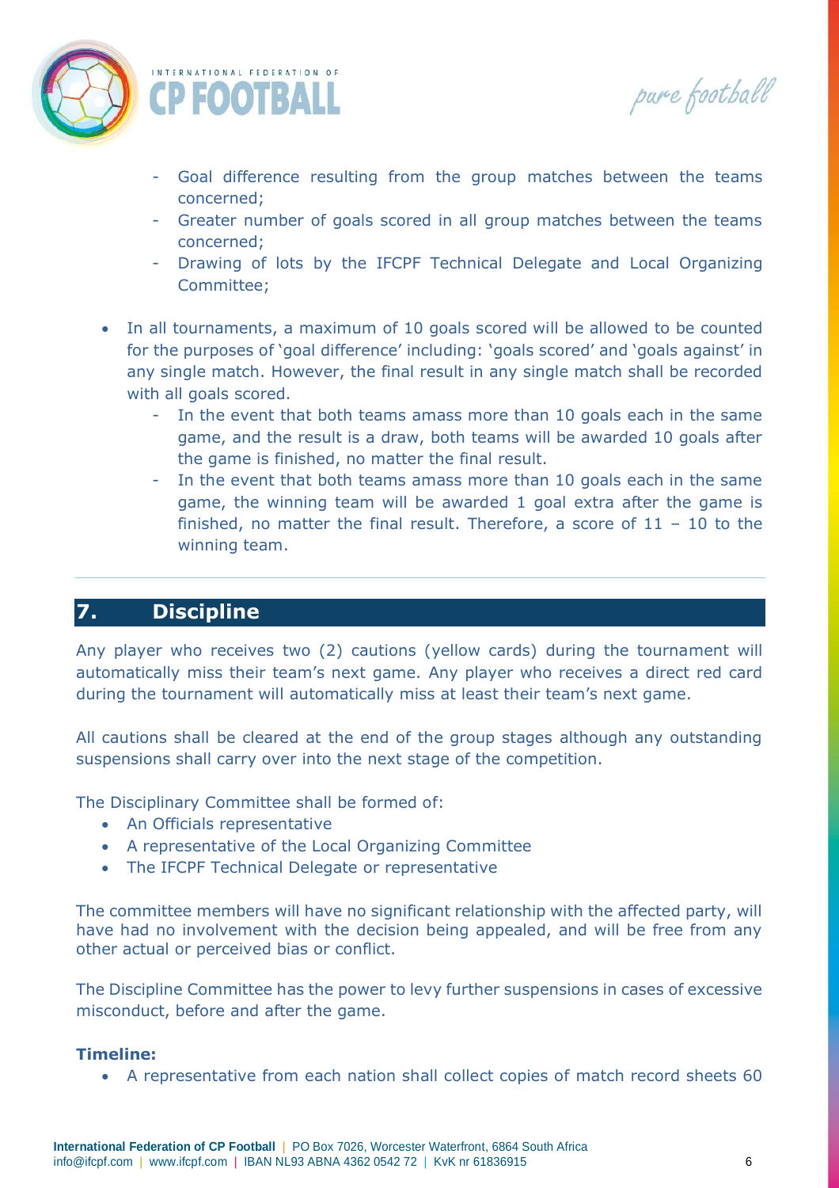- Goal difference resulting from the group matches between the teams concerned;
  - Greater number of goals scored in all group matches between the teams concerned;
  - Drawing of lots by the IFCPF Technical Delegate and Local Organizing Committee;

- In all tournaments, a maximum of 10 goals scored will be allowed to be counted for the purposes of 'goal difference' including: 'goals scored' and 'goals against' in any single match. However, the final result in any single match shall be recorded with all goals scored.
  - In the event that both teams amass more than 10 goals each in the same game, and the result is a draw, both teams will be awarded 10 goals after the game is finished, no matter the final result.
  - In the event that both teams amass more than 10 goals each in the same game, the winning team will be awarded 1 goal extra after the game is finished, no matter the final result. Therefore, a score of 11 – 10 to the winning team.

## 7. Discipline

Any player who receives two (2) cautions (yellow cards) during the tournament will automatically miss their team's next game. Any player who receives a direct red card during the tournament will automatically miss at least their team's next game.

All cautions shall be cleared at the end of the group stages although any outstanding suspensions shall carry over into the next stage of the competition.

The Disciplinary Committee shall be formed of:

- An Officials representative
- A representative of the Local Organizing Committee
- The IFCPF Technical Delegate or representative

The committee members will have no significant relationship with the affected party, will have had no involvement with the decision being appealed, and will be free from any other actual or perceived bias or conflict.

The Discipline Committee has the power to levy further suspensions in cases of excessive misconduct, before and after the game.

**Timeline:**

- A representative from each nation shall collect copies of match record sheets 60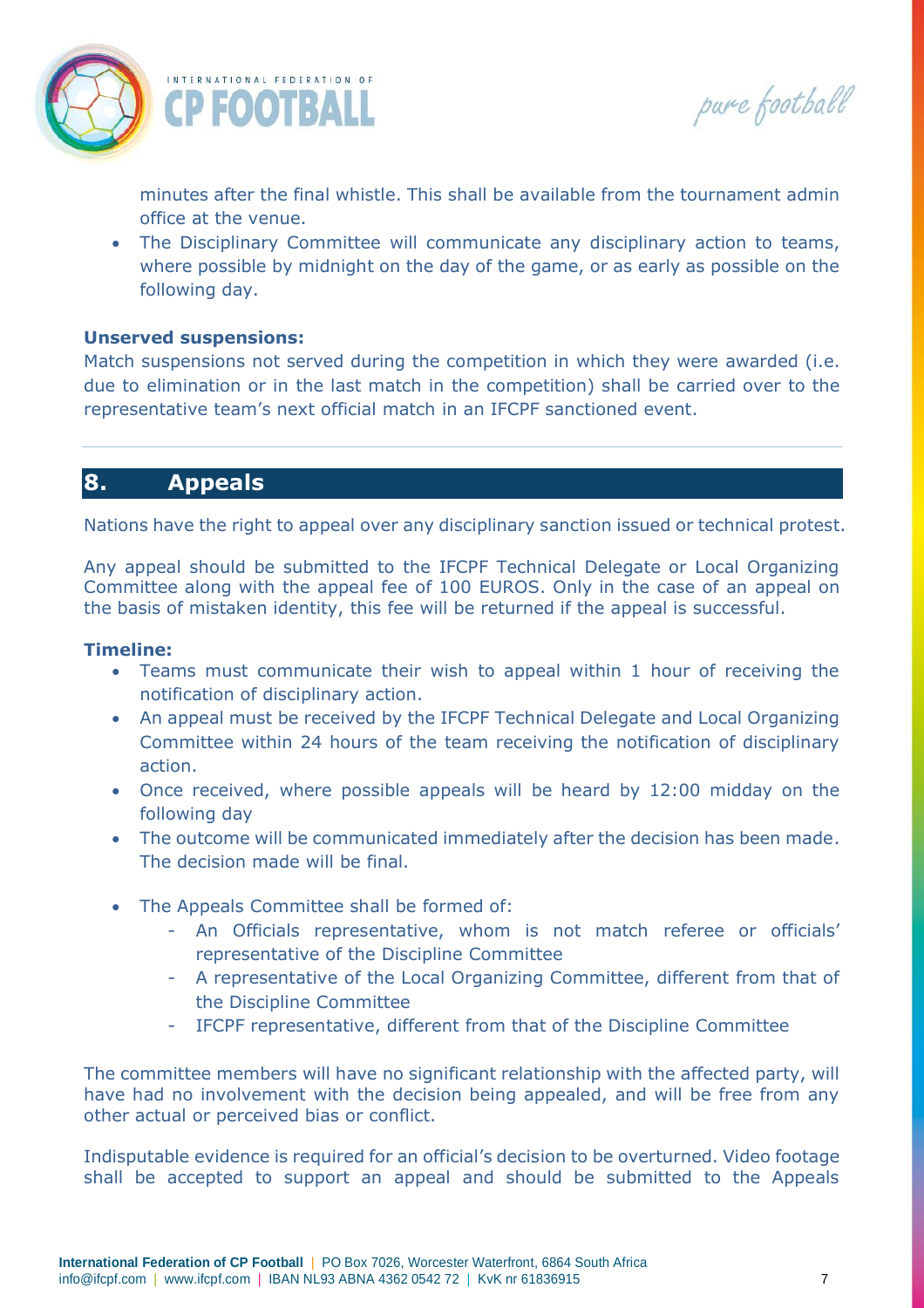minutes after the final whistle. This shall be available from the tournament admin office at the venue.

- The Disciplinary Committee will communicate any disciplinary action to teams, where possible by midnight on the day of the game, or as early as possible on the following day.

**Unserved suspensions:**

Match suspensions not served during the competition in which they were awarded (i.e. due to elimination or in the last match in the competition) shall be carried over to the representative team's next official match in an IFCPF sanctioned event.

## 8. Appeals

Nations have the right to appeal over any disciplinary sanction issued or technical protest.

Any appeal should be submitted to the IFCPF Technical Delegate or Local Organizing Committee along with the appeal fee of 100 EUROS. Only in the case of an appeal on the basis of mistaken identity, this fee will be returned if the appeal is successful.

**Timeline:**

- Teams must communicate their wish to appeal within 1 hour of receiving the notification of disciplinary action.
- An appeal must be received by the IFCPF Technical Delegate and Local Organizing Committee within 24 hours of the team receiving the notification of disciplinary action.
- Once received, where possible appeals will be heard by 12:00 midday on the following day
- The outcome will be communicated immediately after the decision has been made. The decision made will be final.

- The Appeals Committee shall be formed of:
  - An Officials representative, whom is not match referee or officials' representative of the Discipline Committee
  - A representative of the Local Organizing Committee, different from that of the Discipline Committee
  - IFCPF representative, different from that of the Discipline Committee

The committee members will have no significant relationship with the affected party, will have had no involvement with the decision being appealed, and will be free from any other actual or perceived bias or conflict.

Indisputable evidence is required for an official's decision to be overturned. Video footage shall be accepted to support an appeal and should be submitted to the Appeals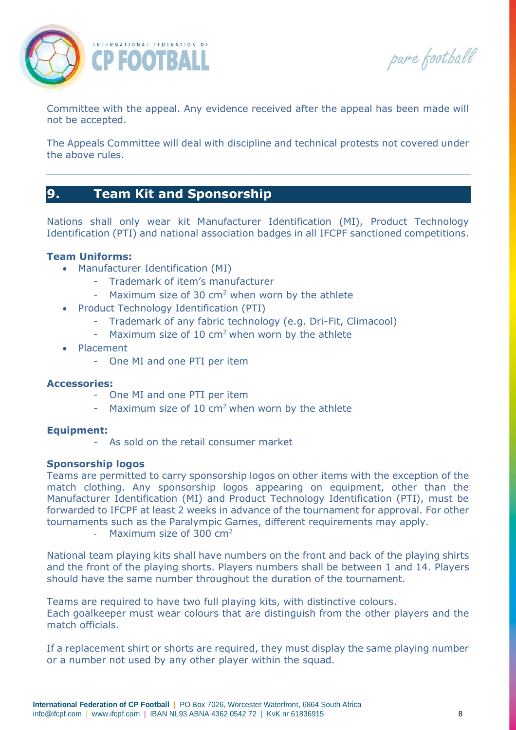Committee with the appeal. Any evidence received after the appeal has been made will not be accepted.

The Appeals Committee will deal with discipline and technical protests not covered under the above rules.

## 9. Team Kit and Sponsorship

Nations shall only wear kit Manufacturer Identification (MI), Product Technology Identification (PTI) and national association badges in all IFCPF sanctioned competitions.

**Team Uniforms:**

- Manufacturer Identification (MI)
  - Trademark of item's manufacturer
  - Maximum size of 30 $cm^2$ when worn by the athlete
- Product Technology Identification (PTI)
  - Trademark of any fabric technology (e.g. Dri-Fit, Climacool)
  - Maximum size of 10 $cm^2$ when worn by the athlete
- Placement
  - One MI and one PTI per item

**Accessories:**

- One MI and one PTI per item
- Maximum size of 10 $cm^2$ when worn by the athlete

**Equipment:**

- As sold on the retail consumer market

**Sponsorship logos**

Teams are permitted to carry sponsorship logos on other items with the exception of the match clothing. Any sponsorship logos appearing on equipment, other than the Manufacturer Identification (MI) and Product Technology Identification (PTI), must be forwarded to IFCPF at least 2 weeks in advance of the tournament for approval. For other tournaments such as the Paralympic Games, different requirements may apply.

- Maximum size of 300 $cm^2$

National team playing kits shall have numbers on the front and back of the playing shirts and the front of the playing shorts. Players numbers shall be between 1 and 14. Players should have the same number throughout the duration of the tournament.

Teams are required to have two full playing kits, with distinctive colours.
Each goalkeeper must wear colours that are distinguish from the other players and the match officials.

If a replacement shirt or shorts are required, they must display the same playing number or a number not used by any other player within the squad.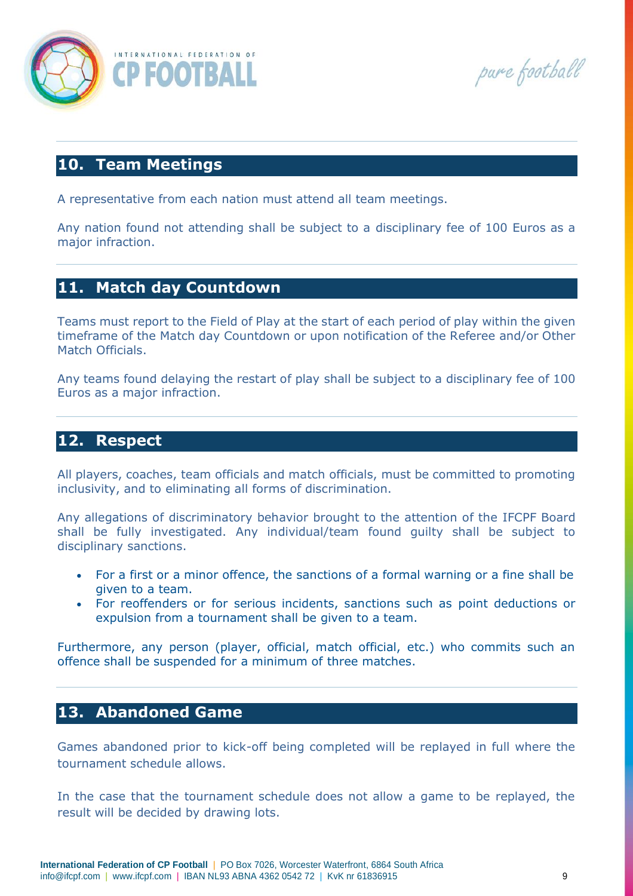## 10. Team Meetings

A representative from each nation must attend all team meetings.

Any nation found not attending shall be subject to a disciplinary fee of 100 Euros as a major infraction.

## 11. Match day Countdown

Teams must report to the Field of Play at the start of each period of play within the given timeframe of the Match day Countdown or upon notification of the Referee and/or Other Match Officials.

Any teams found delaying the restart of play shall be subject to a disciplinary fee of 100 Euros as a major infraction.

## 12. Respect

All players, coaches, team officials and match officials, must be committed to promoting inclusivity, and to eliminating all forms of discrimination.

Any allegations of discriminatory behavior brought to the attention of the IFCPF Board shall be fully investigated. Any individual/team found guilty shall be subject to disciplinary sanctions.

- For a first or a minor offence, the sanctions of a formal warning or a fine shall be given to a team.
- For reoffenders or for serious incidents, sanctions such as point deductions or expulsion from a tournament shall be given to a team.

Furthermore, any person (player, official, match official, etc.) who commits such an offence shall be suspended for a minimum of three matches.

## 13. Abandoned Game

Games abandoned prior to kick-off being completed will be replayed in full where the tournament schedule allows.

In the case that the tournament schedule does not allow a game to be replayed, the result will be decided by drawing lots.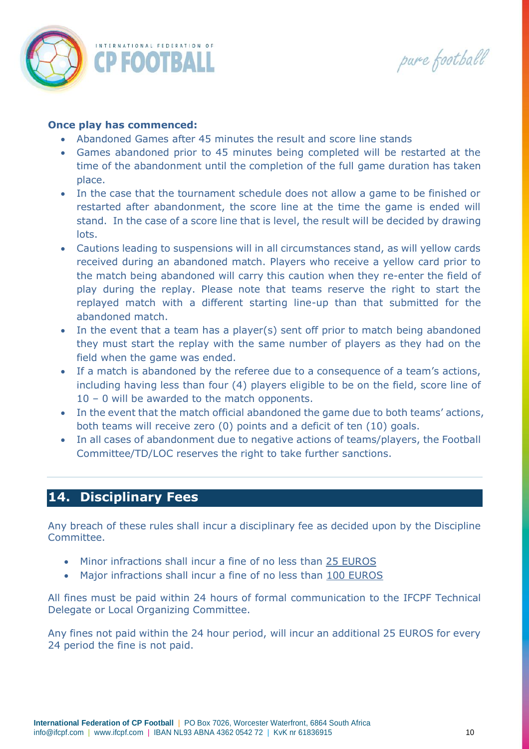**Once play has commenced:**

- Abandoned Games after 45 minutes the result and score line stands
- Games abandoned prior to 45 minutes being completed will be restarted at the time of the abandonment until the completion of the full game duration has taken place.
- In the case that the tournament schedule does not allow a game to be finished or restarted after abandonment, the score line at the time the game is ended will stand. In the case of a score line that is level, the result will be decided by drawing lots.
- Cautions leading to suspensions will in all circumstances stand, as will yellow cards received during an abandoned match. Players who receive a yellow card prior to the match being abandoned will carry this caution when they re-enter the field of play during the replay. Please note that teams reserve the right to start the replayed match with a different starting line-up than that submitted for the abandoned match.
- In the event that a team has a player(s) sent off prior to match being abandoned they must start the replay with the same number of players as they had on the field when the game was ended.
- If a match is abandoned by the referee due to a consequence of a team's actions, including having less than four (4) players eligible to be on the field, score line of 10 – 0 will be awarded to the match opponents.
- In the event that the match official abandoned the game due to both teams' actions, both teams will receive zero (0) points and a deficit of ten (10) goals.
- In all cases of abandonment due to negative actions of teams/players, the Football Committee/TD/LOC reserves the right to take further sanctions.

## 14. Disciplinary Fees

Any breach of these rules shall incur a disciplinary fee as decided upon by the Discipline Committee.

- Minor infractions shall incur a fine of no less than 25 EUROS
- Major infractions shall incur a fine of no less than 100 EUROS

All fines must be paid within 24 hours of formal communication to the IFCPF Technical Delegate or Local Organizing Committee.

Any fines not paid within the 24 hour period, will incur an additional 25 EUROS for every 24 period the fine is not paid.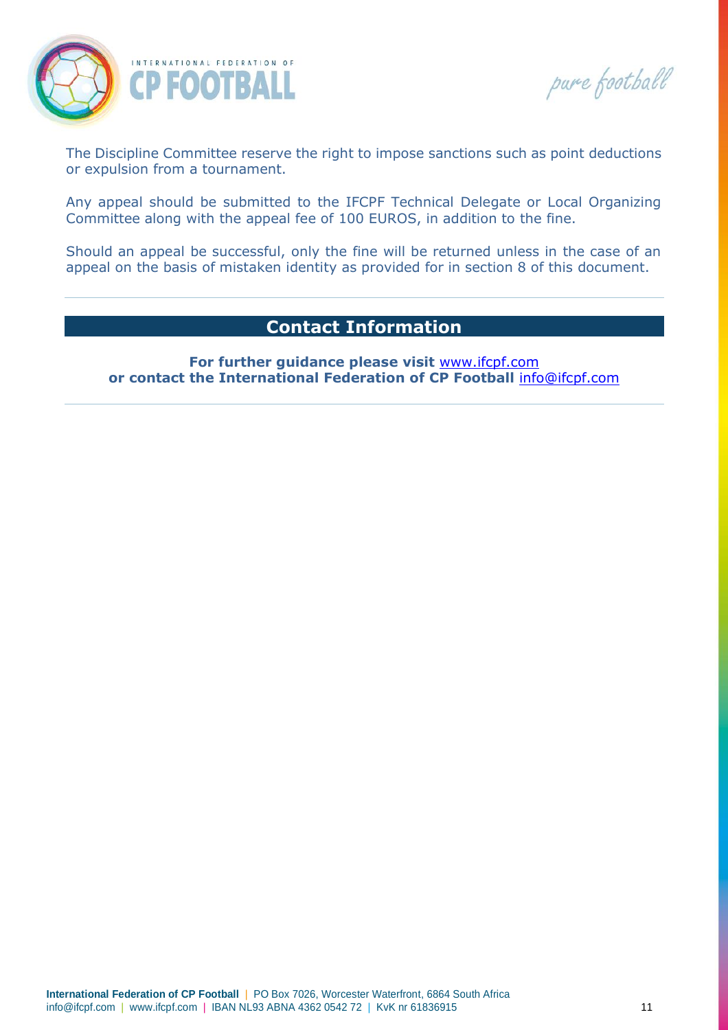The Discipline Committee reserve the right to impose sanctions such as point deductions or expulsion from a tournament.

Any appeal should be submitted to the IFCPF Technical Delegate or Local Organizing Committee along with the appeal fee of 100 EUROS, in addition to the fine.

Should an appeal be successful, only the fine will be returned unless in the case of an appeal on the basis of mistaken identity as provided for in section 8 of this document.

## Contact Information

**For further guidance please visit** www.ifcpf.com
**or contact the International Federation of CP Football** info@ifcpf.com